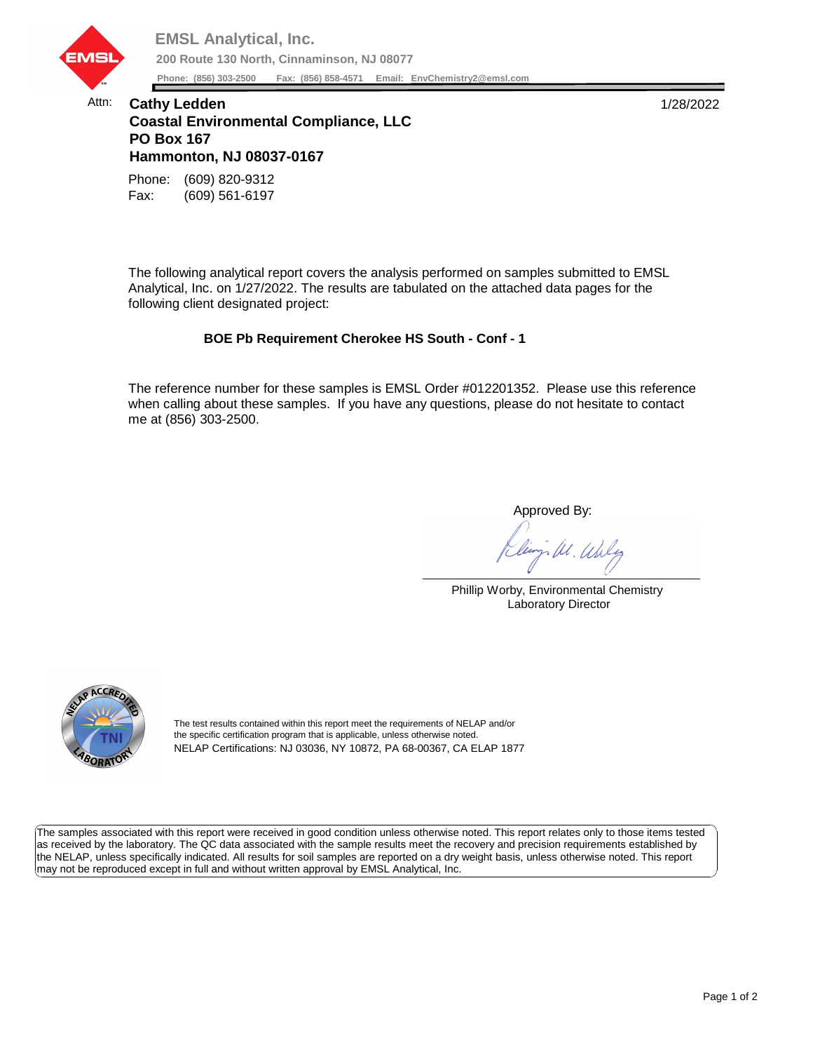**EMSL Analytical, Inc.**

**200 Route 130 North, Cinnaminson, NJ 08077**

**Phone: (856) 303-2500 Fax: (856) 858-4571 Email: EnvChemistry2@emsl.com**

Attn: **Cathy Ledden**
**Coastal Environmental Compliance, LLC**
**PO Box 167**
**Hammonton, NJ 08037-0167**

1/28/2022

Phone: (609) 820-9312
Fax: (609) 561-6197

The following analytical report covers the analysis performed on samples submitted to EMSL Analytical, Inc. on 1/27/2022. The results are tabulated on the attached data pages for the following client designated project:

**BOE Pb Requirement Cherokee HS South - Conf - 1**

The reference number for these samples is EMSL Order #012201352. Please use this reference when calling about these samples. If you have any questions, please do not hesitate to contact me at (856) 303-2500.

Approved By:

Phillip Worby, Environmental Chemistry
Laboratory Director

The test results contained within this report meet the requirements of NELAP and/or the specific certification program that is applicable, unless otherwise noted.
NELAP Certifications: NJ 03036, NY 10872, PA 68-00367, CA ELAP 1877

The samples associated with this report were received in good condition unless otherwise noted. This report relates only to those items tested as received by the laboratory. The QC data associated with the sample results meet the recovery and precision requirements established by the NELAP, unless specifically indicated. All results for soil samples are reported on a dry weight basis, unless otherwise noted. This report may not be reproduced except in full and without written approval by EMSL Analytical, Inc.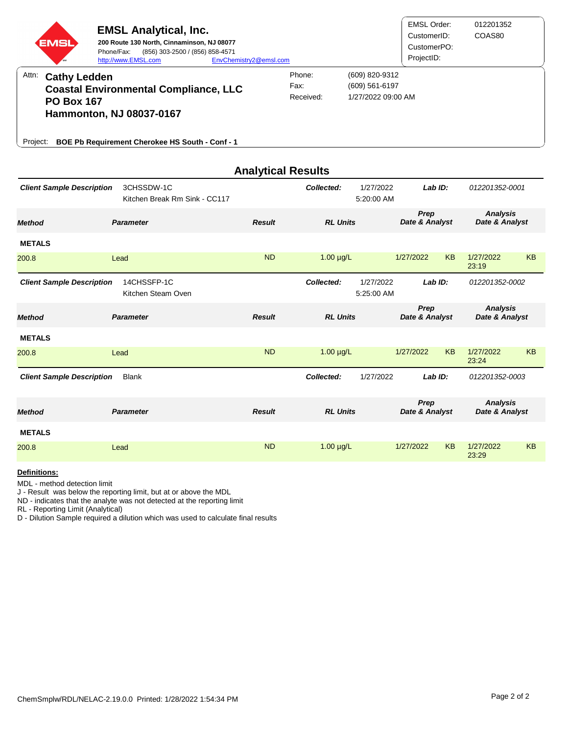# EMSL Analytical, Inc.

**200 Route 130 North, Cinnaminson, NJ 08077**
Phone/Fax: (856) 303-2500 / (856) 858-4571
http://www.EMSL.com EnvChemistry2@emsl.com

| | |
|---|---|
| EMSL Order: | 012201352 |
| CustomerID: | COAS80 |
| CustomerPO: | |
| ProjectID: | |

Attn: **Cathy Ledden**
**Coastal Environmental Compliance, LLC**
**PO Box 167**
**Hammonton, NJ 08037-0167**

| | |
|---|---|
| Phone: | (609) 820-9312 |
| Fax: | (609) 561-6197 |
| Received: | 1/27/2022 09:00 AM |

Project: **BOE Pb Requirement Cherokee HS South - Conf - 1**

## Analytical Results

**Client Sample Description** 3CHSSDW-1C Kitchen Break Rm Sink - CC117 — **Collected:** 1/27/2022 5:20:00 AM — **Lab ID:** 012201352-0001

| Method | Parameter | Result | RL Units | Prep Date & Analyst | | Analysis Date & Analyst | |
|---|---|---|---|---|---|---|---|
| **METALS** | | | | | | | |
| 200.8 | Lead | ND | 1.00 µg/L | 1/27/2022 | KB | 1/27/2022 23:19 | KB |

**Client Sample Description** 14CHSSFP-1C Kitchen Steam Oven — **Collected:** 1/27/2022 5:25:00 AM — **Lab ID:** 012201352-0002

| Method | Parameter | Result | RL Units | Prep Date & Analyst | | Analysis Date & Analyst | |
|---|---|---|---|---|---|---|---|
| **METALS** | | | | | | | |
| 200.8 | Lead | ND | 1.00 µg/L | 1/27/2022 | KB | 1/27/2022 23:24 | KB |

**Client Sample Description** Blank — **Collected:** 1/27/2022 — **Lab ID:** 012201352-0003

| Method | Parameter | Result | RL Units | Prep Date & Analyst | | Analysis Date & Analyst | |
|---|---|---|---|---|---|---|---|
| **METALS** | | | | | | | |
| 200.8 | Lead | ND | 1.00 µg/L | 1/27/2022 | KB | 1/27/2022 23:29 | KB |

**Definitions:**

MDL - method detection limit
J - Result was below the reporting limit, but at or above the MDL
ND - indicates that the analyte was not detected at the reporting limit
RL - Reporting Limit (Analytical)
D - Dilution Sample required a dilution which was used to calculate final results

ChemSmplw/RDL/NELAC-2.19.0.0 Printed: 1/28/2022 1:54:34 PM